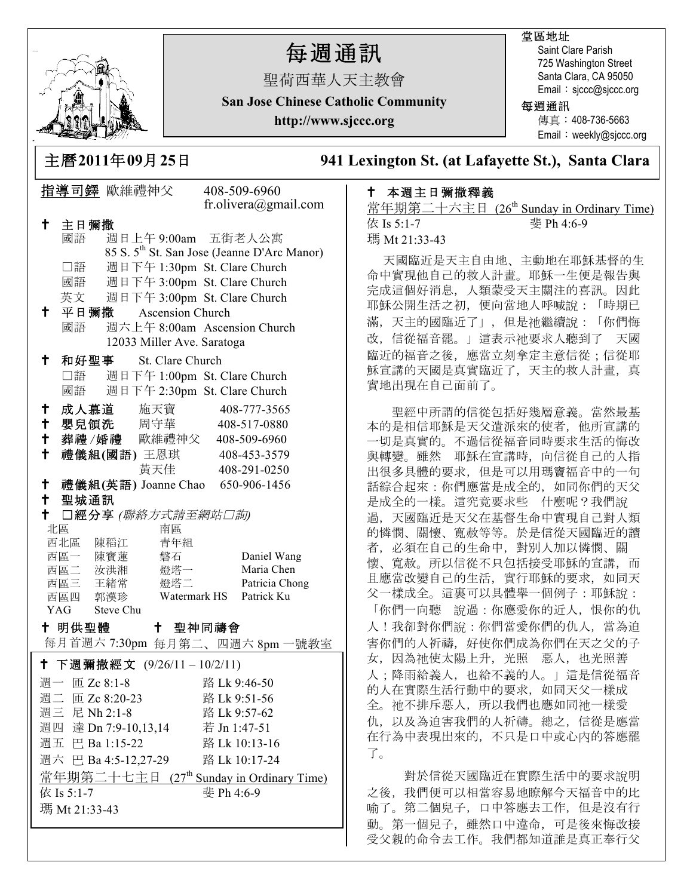# 每週通訊

聖荷西華人天主教會

**San Jose Chinese Catholic Community**

**http://www.sjccc.org**

堂區地址
Saint Clare Parish
725 Washington Street
Santa Clara, CA 95050
Email：sjccc@sjccc.org

每週通訊
傳真：408-736-5663
Email：weekly@sjccc.org

## 主曆2011年09月25日　　941 Lexington St. (at Lafayette St.), Santa Clara

指導司鐸 歐維禮神父　408-509-6960　fr.olivera@gmail.com

✝ **主日彌撒**
- 國語　週日上午 9:00am　五街老人公寓 85 S. 5th St. San Jose (Jeanne D'Arc Manor)
- □語　週日下午 1:30pm　St. Clare Church
- 國語　週日下午 3:00pm　St. Clare Church
- 英文　週日下午 3:00pm　St. Clare Church

✝ **平日彌撒**　Ascension Church
- 國語　週六上午 8:00am　Ascension Church 12033 Miller Ave. Saratoga

✝ **和好聖事**　St. Clare Church
- □語　週日下午 1:00pm　St. Clare Church
- 國語　週日下午 2:30pm　St. Clare Church

✝ **成人慕道**　施天寶　408-777-3565
✝ **嬰兒領洗**　周守華　408-517-0880
✝ **葬禮/婚禮**　歐維禮神父　408-509-6960
✝ **禮儀組(國語)** 王恩琪　408-453-3579；黃天佳　408-291-0250
✝ **禮儀組(英語)** Joanne Chao　650-906-1456
✝ **聖城通訊**
✝ **□經分享** *(聯絡方式請至網站□詢)*

| 北區 | | 南區 | |
|---|---|---|---|
| 西北區 | 陳稻江 | 青年組 | |
| 西區一 | 陳寶蓮 | 磐石 | Daniel Wang |
| 西區二 | 汝洪湘 | 燈塔一 | Maria Chen |
| 西區三 | 王緒常 | 燈塔二 | Patricia Chong |
| 西區四 | 郭漢珍 | Watermark HS | Patrick Ku |
| YAG | Steve Chu | | |

✝ **明供聖體**　✝ **聖神同禱會**

每月首週六 7:30pm　每月第二、四週六 8pm 一號教室

✝ **下週彌撒經文** (9/26/11 – 10/2/11)

| | | |
|---|---|---|
| 週一 | 匝 Zc 8:1-8 | 路 Lk 9:46-50 |
| 週二 | 匝 Zc 8:20-23 | 路 Lk 9:51-56 |
| 週三 | 尼 Nh 2:1-8 | 路 Lk 9:57-62 |
| 週四 | 達 Dn 7:9-10,13,14 | 若 Jn 1:47-51 |
| 週五 | 巴 Ba 1:15-22 | 路 Lk 10:13-16 |
| 週六 | 巴 Ba 4:5-12,27-29 | 路 Lk 10:17-24 |

常年期第二十七主日 (27th Sunday in Ordinary Time)
依 Is 5:1-7　　斐 Ph 4:6-9
瑪 Mt 21:33-43

✝ **本週主日彌撒釋義**

常年期第二十六主日 (26th Sunday in Ordinary Time)
依 Is 5:1-7　　斐 Ph 4:6-9
瑪 Mt 21:33-43

天國臨近是天主自由地、主動地在耶穌基督的生命中實現他自己的救人計畫。耶穌一生便是報告與完成這個好消息，人類蒙受天主關注的喜訊。因此耶穌公開生活之初，便向當地人呼喊說：「時期已滿，天主的國臨近了」，但是祂繼續說：「你們悔改，信從福音罷。」這表示祂要求人聽到了　天國臨近的福音之後，應當立刻拿定主意信從；信從耶穌宣講的天國是真實臨近了，天主的救人計畫，真實地出現在自己面前了。

聖經中所謂的信從包括好幾層意義。當然最基本的是相信耶穌是天父遣派來的使者，他所宣講的一切是真實的。不過信從福音同時要求生活的悔改與轉變。雖然　耶穌在宣講時，向信從自己的人指出很多具體的要求，但是可以用瑪竇福音中的一句話綜合起來：你們應當是成全的，如同你們的天父是成全的一樣。這究竟要求些　什麼呢？我們說過，天國臨近是天父在基督生命中實現自己對人類的憐憫、關懷、寬赦等等。於是信從天國臨近的讀者，必須在自己的生命中，對別人加以憐憫、關懷、寬赦。所以信從不只包括接受耶穌的宣講，而且應當改變自己的生活，實行耶穌的要求，如同天父一樣成全。這裏可以具體舉一個例子：耶穌說：「你們一向聽　說過：你應愛你的近人，恨你的仇人！我卻對你們說：你們當愛你們的仇人，當為迫害你們的人祈禱，好使你們成為你們在天之父的子女，因為祂使太陽上升，光照　惡人，也光照善人；降雨給義人，也給不義的人。」這是信從福音的人在實際生活行動中的要求，如同天父一樣成全。祂不排斥惡人，所以我們也應如同祂一樣愛仇，以及為迫害我們的人祈禱。總之，信從是應當在行為中表現出來的，不只是口中或心內的答應罷了。

對於信從天國臨近在實際生活中的要求說明之後，我們便可以相當容易地瞭解今天福音中的比喻了。第二個兒子，口中答應去工作，但是沒有行動。第一個兒子，雖然口中違命，可是後來悔改接受父親的命令去工作。我們都知道誰是真正奉行父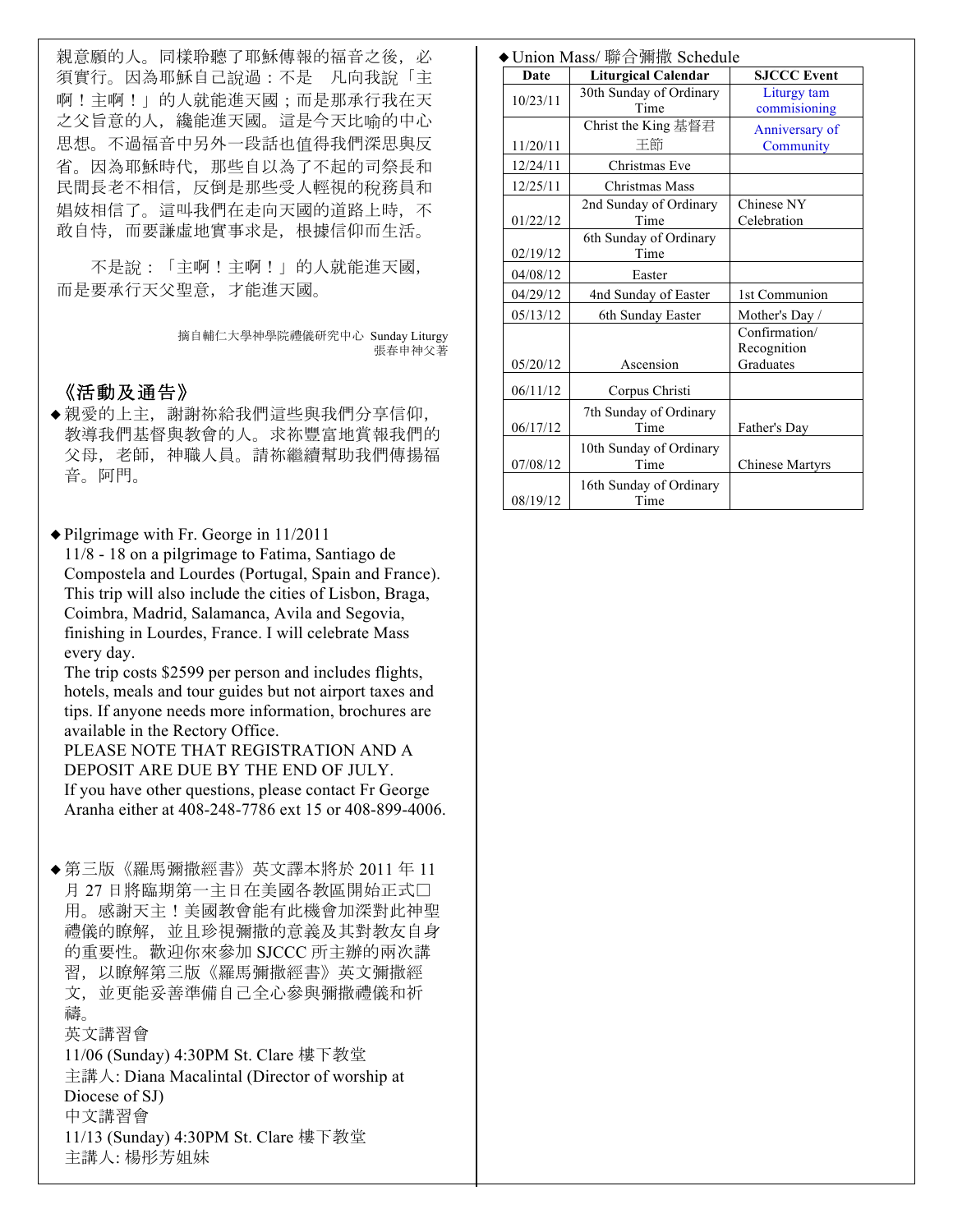親意願的人。同樣聆聽了耶穌傳報的福音之後，必須實行。因為耶穌自己說過：不是　凡向我說「主啊！主啊！」的人就能進天國；而是那承行我在天之父旨意的人，纔能進天國。這是今天比喻的中心思想。不過福音中另外一段話也值得我們深思與反省。因為耶穌時代，那些自以為了不起的司祭長和民間長老不相信，反倒是那些受人輕視的稅務員和娼妓相信了。這叫我們在走向天國的道路上時，不敢自恃，而要謙虛地實事求是，根據信仰而生活。

不是說：「主啊！主啊！」的人就能進天國，而是要承行天父聖意，才能進天國。

摘自輔仁大學神學院禮儀研究中心 Sunday Liturgy
張春申神父著

## 《活動及通告》

◆ 親愛的上主，謝謝祢給我們這些與我們分享信仰，教導我們基督與教會的人。求祢豐富地賞報我們的父母，老師，神職人員。請祢繼續幫助我們傳揚福音。阿門。

◆ Pilgrimage with Fr. George in 11/2011
11/8 - 18 on a pilgrimage to Fatima, Santiago de Compostela and Lourdes (Portugal, Spain and France). This trip will also include the cities of Lisbon, Braga, Coimbra, Madrid, Salamanca, Avila and Segovia, finishing in Lourdes, France. I will celebrate Mass every day.
The trip costs $2599 per person and includes flights, hotels, meals and tour guides but not airport taxes and tips. If anyone needs more information, brochures are available in the Rectory Office.
PLEASE NOTE THAT REGISTRATION AND A DEPOSIT ARE DUE BY THE END OF JULY.
If you have other questions, please contact Fr George Aranha either at 408-248-7786 ext 15 or 408-899-4006.

◆ 第三版《羅馬彌撒經書》英文譯本將於 2011 年 11 月 27 日將臨期第一主日在美國各教區開始正式□用。感謝天主！美國教會能有此機會加深對此神聖禮儀的瞭解，並且珍視彌撒的意義及其對教友自身的重要性。歡迎你來參加 SJCCC 所主辦的兩次講習，以瞭解第三版《羅馬彌撒經書》英文彌撒經文，並更能妥善準備自己全心參與彌撒禮儀和祈禱。
英文講習會
11/06 (Sunday) 4:30PM St. Clare 樓下教堂
主講人: Diana Macalintal (Director of worship at Diocese of SJ)
中文講習會
11/13 (Sunday) 4:30PM St. Clare 樓下教堂
主講人: 楊彤芳姐妹

◆ Union Mass/ 聯合彌撒 Schedule

| Date | Liturgical Calendar | SJCCC Event |
|---|---|---|
| 10/23/11 | 30th Sunday of Ordinary Time | Liturgy tam commisioning |
| 11/20/11 | Christ the King 基督君王節 | Anniversary of Community |
| 12/24/11 | Christmas Eve | |
| 12/25/11 | Christmas Mass | |
| 01/22/12 | 2nd Sunday of Ordinary Time | Chinese NY Celebration |
| 02/19/12 | 6th Sunday of Ordinary Time | |
| 04/08/12 | Easter | |
| 04/29/12 | 4nd Sunday of Easter | 1st Communion |
| 05/13/12 | 6th Sunday Easter | Mother's Day / |
| 05/20/12 | Ascension | Confirmation/ Recognition Graduates |
| 06/11/12 | Corpus Christi | |
| 06/17/12 | 7th Sunday of Ordinary Time | Father's Day |
| 07/08/12 | 10th Sunday of Ordinary Time | Chinese Martyrs |
| 08/19/12 | 16th Sunday of Ordinary Time | |